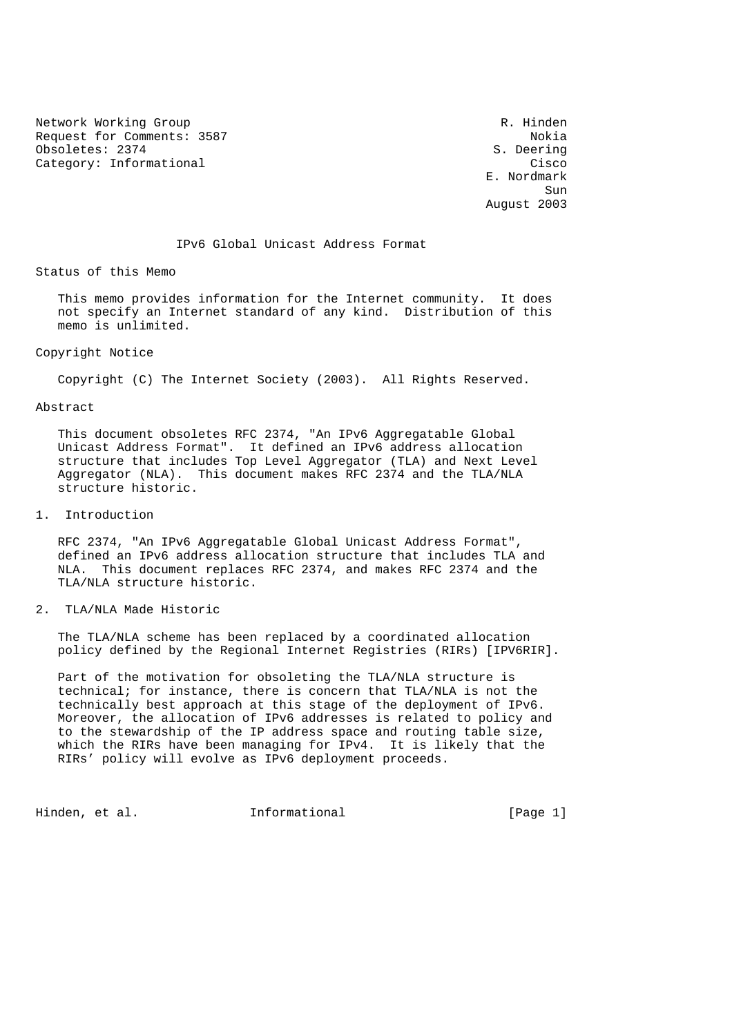Network Working Group  
Request for Comments: 3587  
Obsoletes: 2374  
Category: Informational

R. Hinden  
Nokia  
S. Deering  
Cisco  
E. Nordmark  
Sun  
August 2003

# IPv6 Global Unicast Address Format

## Status of this Memo

This memo provides information for the Internet community. It does not specify an Internet standard of any kind. Distribution of this memo is unlimited.

## Copyright Notice

Copyright (C) The Internet Society (2003). All Rights Reserved.

## Abstract

This document obsoletes RFC 2374, "An IPv6 Aggregatable Global Unicast Address Format". It defined an IPv6 address allocation structure that includes Top Level Aggregator (TLA) and Next Level Aggregator (NLA). This document makes RFC 2374 and the TLA/NLA structure historic.

## 1. Introduction

RFC 2374, "An IPv6 Aggregatable Global Unicast Address Format", defined an IPv6 address allocation structure that includes TLA and NLA. This document replaces RFC 2374, and makes RFC 2374 and the TLA/NLA structure historic.

## 2. TLA/NLA Made Historic

The TLA/NLA scheme has been replaced by a coordinated allocation policy defined by the Regional Internet Registries (RIRs) [IPV6RIR].

Part of the motivation for obsoleting the TLA/NLA structure is technical; for instance, there is concern that TLA/NLA is not the technically best approach at this stage of the deployment of IPv6. Moreover, the allocation of IPv6 addresses is related to policy and to the stewardship of the IP address space and routing table size, which the RIRs have been managing for IPv4. It is likely that the RIRs' policy will evolve as IPv6 deployment proceeds.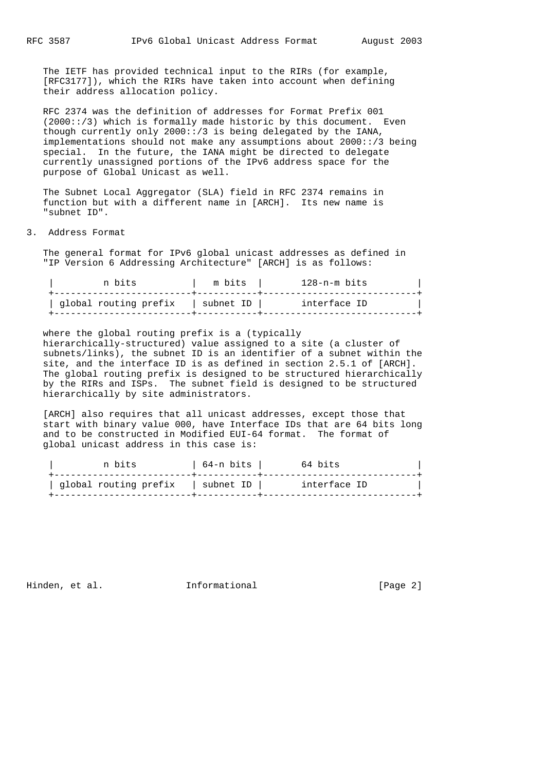The IETF has provided technical input to the RIRs (for example, [RFC3177]), which the RIRs have taken into account when defining their address allocation policy.

RFC 2374 was the definition of addresses for Format Prefix 001 (2000::/3) which is formally made historic by this document. Even though currently only 2000::/3 is being delegated by the IANA, implementations should not make any assumptions about 2000::/3 being special. In the future, the IANA might be directed to delegate currently unassigned portions of the IPv6 address space for the purpose of Global Unicast as well.

The Subnet Local Aggregator (SLA) field in RFC 2374 remains in function but with a different name in [ARCH]. Its new name is "subnet ID".

## 3. Address Format

The general format for IPv6 global unicast addresses as defined in "IP Version 6 Addressing Architecture" [ARCH] is as follows:

```
|         n bits          |   m bits  |       128-n-m bits         |
+-------------------------+-----------+----------------------------+
| global routing prefix   | subnet ID |       interface ID         |
+-------------------------+-----------+----------------------------+
```

where the global routing prefix is a (typically hierarchically-structured) value assigned to a site (a cluster of subnets/links), the subnet ID is an identifier of a subnet within the site, and the interface ID is as defined in section 2.5.1 of [ARCH]. The global routing prefix is designed to be structured hierarchically by the RIRs and ISPs. The subnet field is designed to be structured hierarchically by site administrators.

[ARCH] also requires that all unicast addresses, except those that start with binary value 000, have Interface IDs that are 64 bits long and to be constructed in Modified EUI-64 format. The format of global unicast address in this case is:

```
|         n bits          | 64-n bits |       64 bits              |
+-------------------------+-----------+----------------------------+
| global routing prefix   | subnet ID |       interface ID         |
+-------------------------+-----------+----------------------------+
```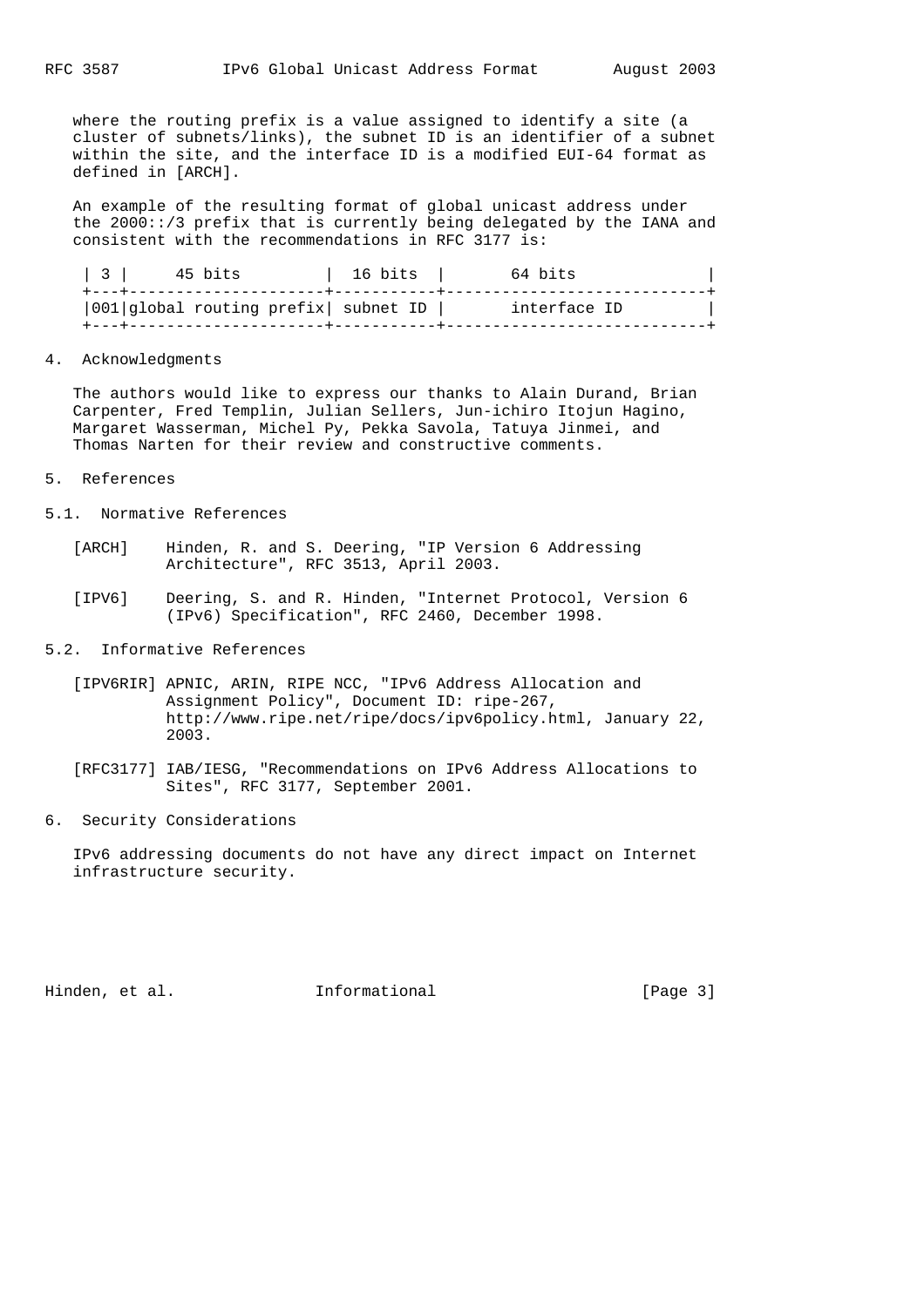where the routing prefix is a value assigned to identify a site (a cluster of subnets/links), the subnet ID is an identifier of a subnet within the site, and the interface ID is a modified EUI-64 format as defined in [ARCH].

An example of the resulting format of global unicast address under the 2000::/3 prefix that is currently being delegated by the IANA and consistent with the recommendations in RFC 3177 is:

```
| 3 |     45 bits         |  16 bits  |       64 bits              |
+---+---------------------+-----------+----------------------------+
|001|global routing prefix| subnet ID |       interface ID         |
+---+---------------------+-----------+----------------------------+
```

## 4. Acknowledgments

The authors would like to express our thanks to Alain Durand, Brian Carpenter, Fred Templin, Julian Sellers, Jun-ichiro Itojun Hagino, Margaret Wasserman, Michel Py, Pekka Savola, Tatuya Jinmei, and Thomas Narten for their review and constructive comments.

## 5. References

### 5.1. Normative References

[ARCH] Hinden, R. and S. Deering, "IP Version 6 Addressing Architecture", RFC 3513, April 2003.

[IPV6] Deering, S. and R. Hinden, "Internet Protocol, Version 6 (IPv6) Specification", RFC 2460, December 1998.

### 5.2. Informative References

[IPV6RIR] APNIC, ARIN, RIPE NCC, "IPv6 Address Allocation and Assignment Policy", Document ID: ripe-267, http://www.ripe.net/ripe/docs/ipv6policy.html, January 22, 2003.

[RFC3177] IAB/IESG, "Recommendations on IPv6 Address Allocations to Sites", RFC 3177, September 2001.

## 6. Security Considerations

IPv6 addressing documents do not have any direct impact on Internet infrastructure security.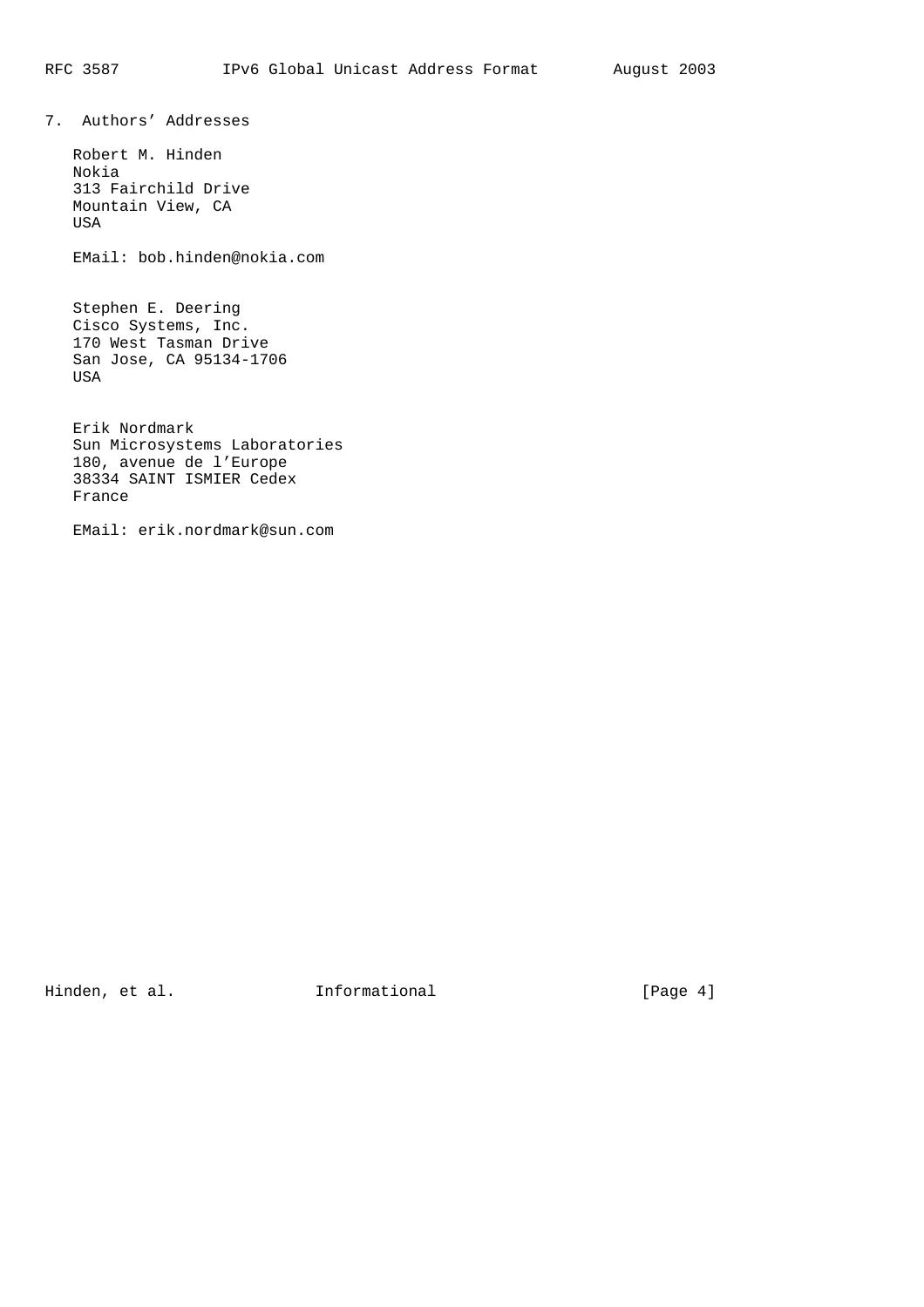## 7. Authors' Addresses

Robert M. Hinden
Nokia
313 Fairchild Drive
Mountain View, CA
USA

EMail: bob.hinden@nokia.com

Stephen E. Deering
Cisco Systems, Inc.
170 West Tasman Drive
San Jose, CA 95134-1706
USA

Erik Nordmark
Sun Microsystems Laboratories
180, avenue de l'Europe
38334 SAINT ISMIER Cedex
France

EMail: erik.nordmark@sun.com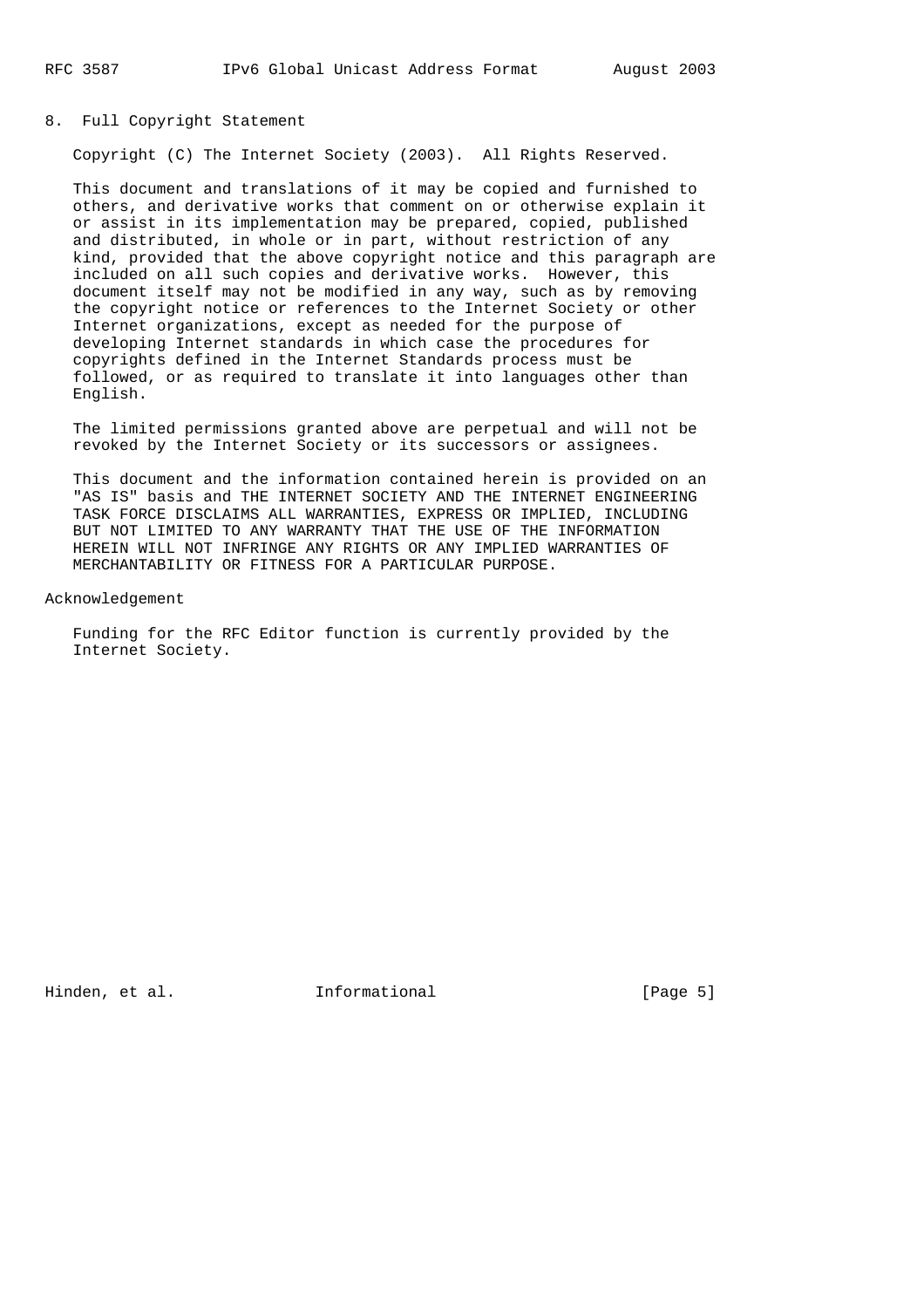## 8. Full Copyright Statement

Copyright (C) The Internet Society (2003). All Rights Reserved.

This document and translations of it may be copied and furnished to others, and derivative works that comment on or otherwise explain it or assist in its implementation may be prepared, copied, published and distributed, in whole or in part, without restriction of any kind, provided that the above copyright notice and this paragraph are included on all such copies and derivative works. However, this document itself may not be modified in any way, such as by removing the copyright notice or references to the Internet Society or other Internet organizations, except as needed for the purpose of developing Internet standards in which case the procedures for copyrights defined in the Internet Standards process must be followed, or as required to translate it into languages other than English.

The limited permissions granted above are perpetual and will not be revoked by the Internet Society or its successors or assignees.

This document and the information contained herein is provided on an "AS IS" basis and THE INTERNET SOCIETY AND THE INTERNET ENGINEERING TASK FORCE DISCLAIMS ALL WARRANTIES, EXPRESS OR IMPLIED, INCLUDING BUT NOT LIMITED TO ANY WARRANTY THAT THE USE OF THE INFORMATION HEREIN WILL NOT INFRINGE ANY RIGHTS OR ANY IMPLIED WARRANTIES OF MERCHANTABILITY OR FITNESS FOR A PARTICULAR PURPOSE.

## Acknowledgement

Funding for the RFC Editor function is currently provided by the Internet Society.